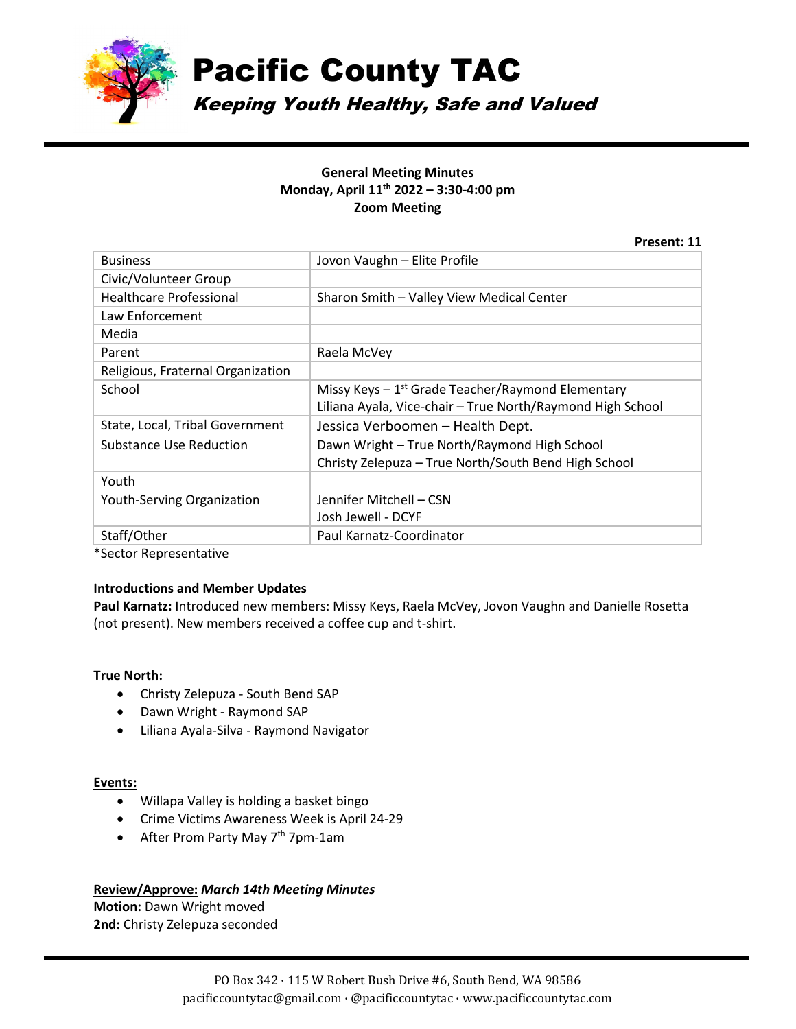# Pacific County TAC

***Keeping Youth Healthy, Safe and Valued***

**General Meeting Minutes**
**Monday, April 11th 2022 – 3:30-4:00 pm**
**Zoom Meeting**

**Present: 11**

| | |
|---|---|
| Business | Jovon Vaughn – Elite Profile |
| Civic/Volunteer Group | |
| Healthcare Professional | Sharon Smith – Valley View Medical Center |
| Law Enforcement | |
| Media | |
| Parent | Raela McVey |
| Religious, Fraternal Organization | |
| School | Missy Keys – 1st Grade Teacher/Raymond Elementary<br>Liliana Ayala, Vice-chair – True North/Raymond High School |
| State, Local, Tribal Government | Jessica Verboomen – Health Dept. |
| Substance Use Reduction | Dawn Wright – True North/Raymond High School<br>Christy Zelepuza – True North/South Bend High School |
| Youth | |
| Youth-Serving Organization | Jennifer Mitchell – CSN<br>Josh Jewell - DCYF |
| Staff/Other | Paul Karnatz-Coordinator |

*Sector Representative

**Introductions and Member Updates**

**Paul Karnatz:** Introduced new members: Missy Keys, Raela McVey, Jovon Vaughn and Danielle Rosetta (not present). New members received a coffee cup and t-shirt.

**True North:**

- Christy Zelepuza - South Bend SAP
- Dawn Wright - Raymond SAP
- Liliana Ayala-Silva - Raymond Navigator

**Events:**

- Willapa Valley is holding a basket bingo
- Crime Victims Awareness Week is April 24-29
- After Prom Party May 7th 7pm-1am

**Review/Approve:** ***March 14th Meeting Minutes***
**Motion:** Dawn Wright moved
**2nd:** Christy Zelepuza seconded

PO Box 342 · 115 W Robert Bush Drive #6, South Bend, WA 98586
pacificcountytac@gmail.com · @pacificcountytac · www.pacificcountytac.com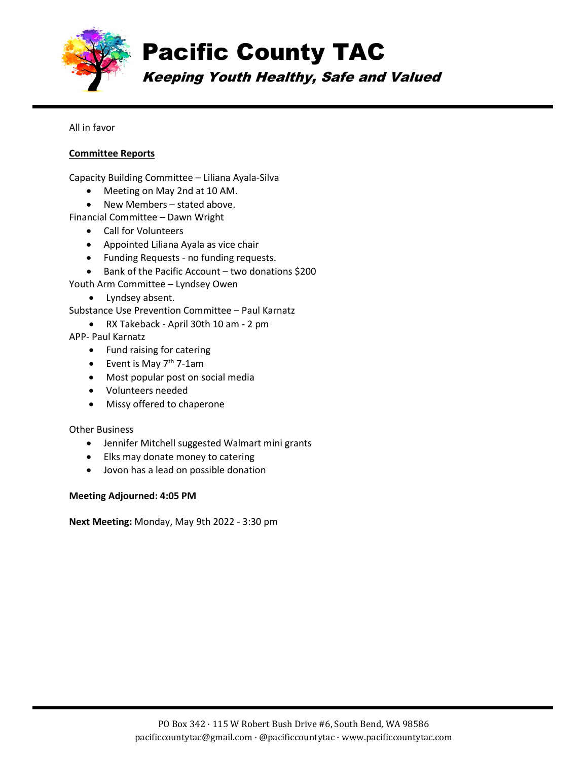All in favor

**Committee Reports**

Capacity Building Committee – Liliana Ayala-Silva

- Meeting on May 2nd at 10 AM.
- New Members – stated above.

Financial Committee – Dawn Wright

- Call for Volunteers
- Appointed Liliana Ayala as vice chair
- Funding Requests - no funding requests.
- Bank of the Pacific Account – two donations $200

Youth Arm Committee – Lyndsey Owen

- Lyndsey absent.

Substance Use Prevention Committee – Paul Karnatz

- RX Takeback - April 30th 10 am - 2 pm

APP- Paul Karnatz

- Fund raising for catering
- Event is May 7th 7-1am
- Most popular post on social media
- Volunteers needed
- Missy offered to chaperone

Other Business

- Jennifer Mitchell suggested Walmart mini grants
- Elks may donate money to catering
- Jovon has a lead on possible donation

**Meeting Adjourned: 4:05 PM**

**Next Meeting:** Monday, May 9th 2022 - 3:30 pm